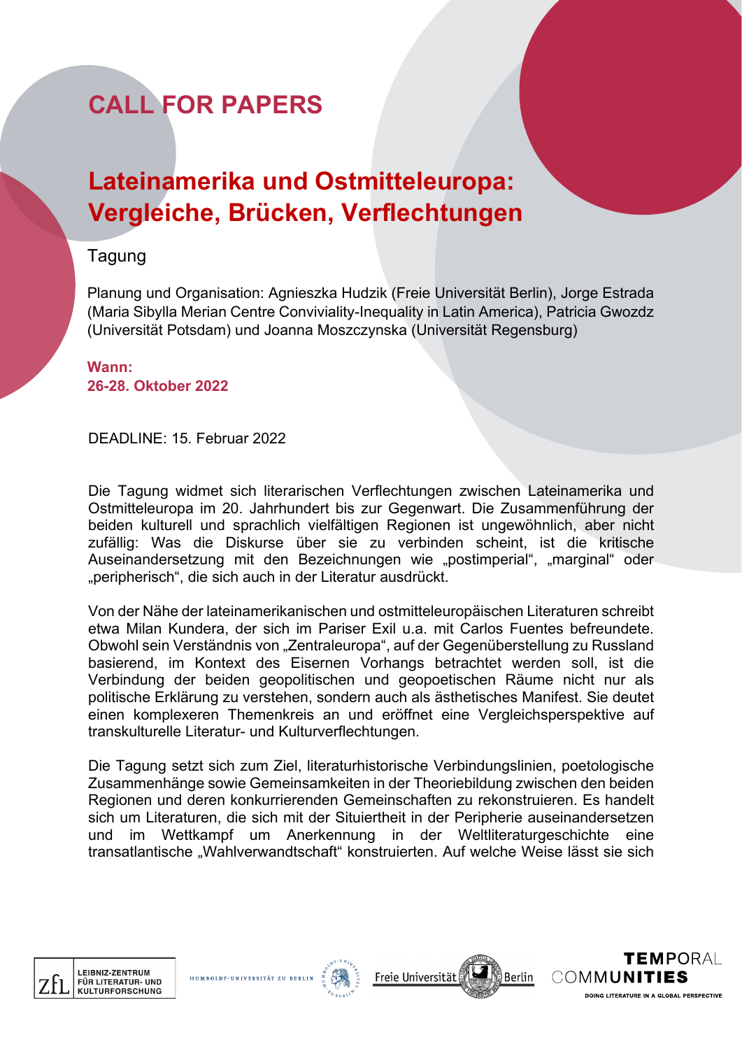# CALL FOR PAPERS

## Lateinamerika und Ostmitteleuropa: Vergleiche, Brücken, Verflechtungen

Tagung

Planung und Organisation: Agnieszka Hudzik (Freie Universität Berlin), Jorge Estrada (Maria Sibylla Merian Centre Conviviality-Inequality in Latin America), Patricia Gwozdz (Universität Potsdam) und Joanna Moszczynska (Universität Regensburg)

**Wann:**
**26-28. Oktober 2022**

DEADLINE: 15. Februar 2022

Die Tagung widmet sich literarischen Verflechtungen zwischen Lateinamerika und Ostmitteleuropa im 20. Jahrhundert bis zur Gegenwart. Die Zusammenführung der beiden kulturell und sprachlich vielfältigen Regionen ist ungewöhnlich, aber nicht zufällig: Was die Diskurse über sie zu verbinden scheint, ist die kritische Auseinandersetzung mit den Bezeichnungen wie „postimperial", „marginal" oder „peripherisch", die sich auch in der Literatur ausdrückt.

Von der Nähe der lateinamerikanischen und ostmitteleuropäischen Literaturen schreibt etwa Milan Kundera, der sich im Pariser Exil u.a. mit Carlos Fuentes befreundete. Obwohl sein Verständnis von „Zentraleuropa", auf der Gegenüberstellung zu Russland basierend, im Kontext des Eisernen Vorhangs betrachtet werden soll, ist die Verbindung der beiden geopolitischen und geopoetischen Räume nicht nur als politische Erklärung zu verstehen, sondern auch als ästhetisches Manifest. Sie deutet einen komplexeren Themenkreis an und eröffnet eine Vergleichsperspektive auf transkulturelle Literatur- und Kulturverflechtungen.

Die Tagung setzt sich zum Ziel, literaturhistorische Verbindungslinien, poetologische Zusammenhänge sowie Gemeinsamkeiten in der Theoriebildung zwischen den beiden Regionen und deren konkurrierenden Gemeinschaften zu rekonstruieren. Es handelt sich um Literaturen, die sich mit der Situiertheit in der Peripherie auseinandersetzen und im Wettkampf um Anerkennung in der Weltliteraturgeschichte eine transatlantische „Wahlverwandtschaft" konstruierten. Auf welche Weise lässt sie sich

LEIBNIZ-ZENTRUM FÜR LITERATUR- UND KULTURFORSCHUNG · HUMBOLDT-UNIVERSITÄT ZU BERLIN · Freie Universität Berlin · TEMPORAL COMMUNITIES – DOING LITERATURE IN A GLOBAL PERSPECTIVE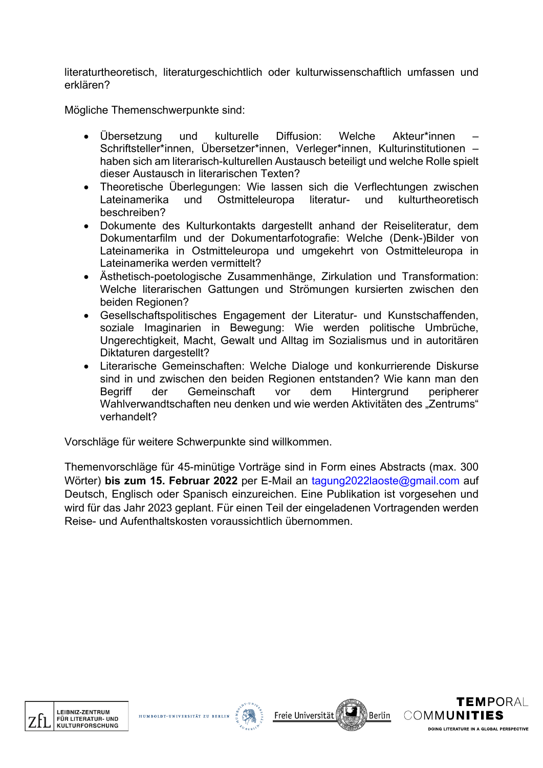literaturtheoretisch, literaturgeschichtlich oder kulturwissenschaftlich umfassen und erklären?

Mögliche Themenschwerpunkte sind:

- Übersetzung und kulturelle Diffusion: Welche Akteur*innen – Schriftsteller*innen, Übersetzer*innen, Verleger*innen, Kulturinstitutionen – haben sich am literarisch-kulturellen Austausch beteiligt und welche Rolle spielt dieser Austausch in literarischen Texten?
- Theoretische Überlegungen: Wie lassen sich die Verflechtungen zwischen Lateinamerika und Ostmitteleuropa literatur- und kulturtheoretisch beschreiben?
- Dokumente des Kulturkontakts dargestellt anhand der Reiseliteratur, dem Dokumentarfilm und der Dokumentarfotografie: Welche (Denk-)Bilder von Lateinamerika in Ostmitteleuropa und umgekehrt von Ostmitteleuropa in Lateinamerika werden vermittelt?
- Ästhetisch-poetologische Zusammenhänge, Zirkulation und Transformation: Welche literarischen Gattungen und Strömungen kursierten zwischen den beiden Regionen?
- Gesellschaftspolitisches Engagement der Literatur- und Kunstschaffenden, soziale Imaginarien in Bewegung: Wie werden politische Umbrüche, Ungerechtigkeit, Macht, Gewalt und Alltag im Sozialismus und in autoritären Diktaturen dargestellt?
- Literarische Gemeinschaften: Welche Dialoge und konkurrierende Diskurse sind in und zwischen den beiden Regionen entstanden? Wie kann man den Begriff der Gemeinschaft vor dem Hintergrund peripherer Wahlverwandtschaften neu denken und wie werden Aktivitäten des „Zentrums" verhandelt?

Vorschläge für weitere Schwerpunkte sind willkommen.

Themenvorschläge für 45-minütige Vorträge sind in Form eines Abstracts (max. 300 Wörter) **bis zum 15. Februar 2022** per E-Mail an tagung2022laoste@gmail.com auf Deutsch, Englisch oder Spanisch einzureichen. Eine Publikation ist vorgesehen und wird für das Jahr 2023 geplant. Für einen Teil der eingeladenen Vortragenden werden Reise- und Aufenthaltskosten voraussichtlich übernommen.

ZfL LEIBNIZ-ZENTRUM FÜR LITERATUR- UND KULTURFORSCHUNG

HUMBOLDT-UNIVERSITÄT ZU BERLIN

Freie Universität Berlin

TEMPORAL COMMUNITIES DOING LITERATURE IN A GLOBAL PERSPECTIVE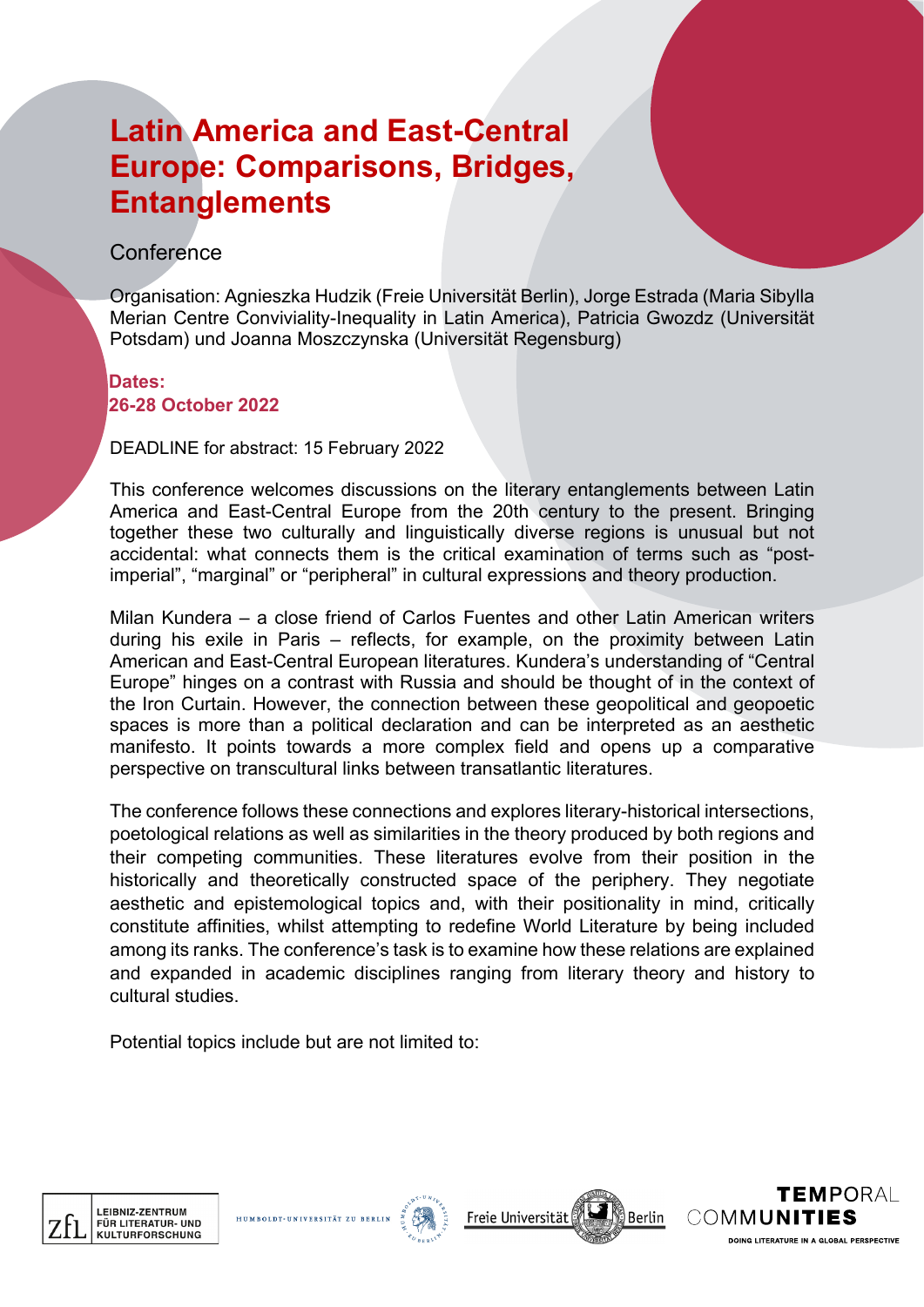# Latin America and East-Central Europe: Comparisons, Bridges, Entanglements

Conference

Organisation: Agnieszka Hudzik (Freie Universität Berlin), Jorge Estrada (Maria Sibylla Merian Centre Conviviality-Inequality in Latin America), Patricia Gwozdz (Universität Potsdam) und Joanna Moszczynska (Universität Regensburg)

**Dates:**
**26-28 October 2022**

DEADLINE for abstract: 15 February 2022

This conference welcomes discussions on the literary entanglements between Latin America and East-Central Europe from the 20th century to the present. Bringing together these two culturally and linguistically diverse regions is unusual but not accidental: what connects them is the critical examination of terms such as "post-imperial", "marginal" or "peripheral" in cultural expressions and theory production.

Milan Kundera – a close friend of Carlos Fuentes and other Latin American writers during his exile in Paris – reflects, for example, on the proximity between Latin American and East-Central European literatures. Kundera's understanding of "Central Europe" hinges on a contrast with Russia and should be thought of in the context of the Iron Curtain. However, the connection between these geopolitical and geopoetic spaces is more than a political declaration and can be interpreted as an aesthetic manifesto. It points towards a more complex field and opens up a comparative perspective on transcultural links between transatlantic literatures.

The conference follows these connections and explores literary-historical intersections, poetological relations as well as similarities in the theory produced by both regions and their competing communities. These literatures evolve from their position in the historically and theoretically constructed space of the periphery. They negotiate aesthetic and epistemological topics and, with their positionality in mind, critically constitute affinities, whilst attempting to redefine World Literature by being included among its ranks. The conference's task is to examine how these relations are explained and expanded in academic disciplines ranging from literary theory and history to cultural studies.

Potential topics include but are not limited to:

LEIBNIZ-ZENTRUM FÜR LITERATUR- UND KULTURFORSCHUNG | HUMBOLDT-UNIVERSITÄT ZU BERLIN | Freie Universität Berlin | TEMPORAL COMMUNITIES – DOING LITERATURE IN A GLOBAL PERSPECTIVE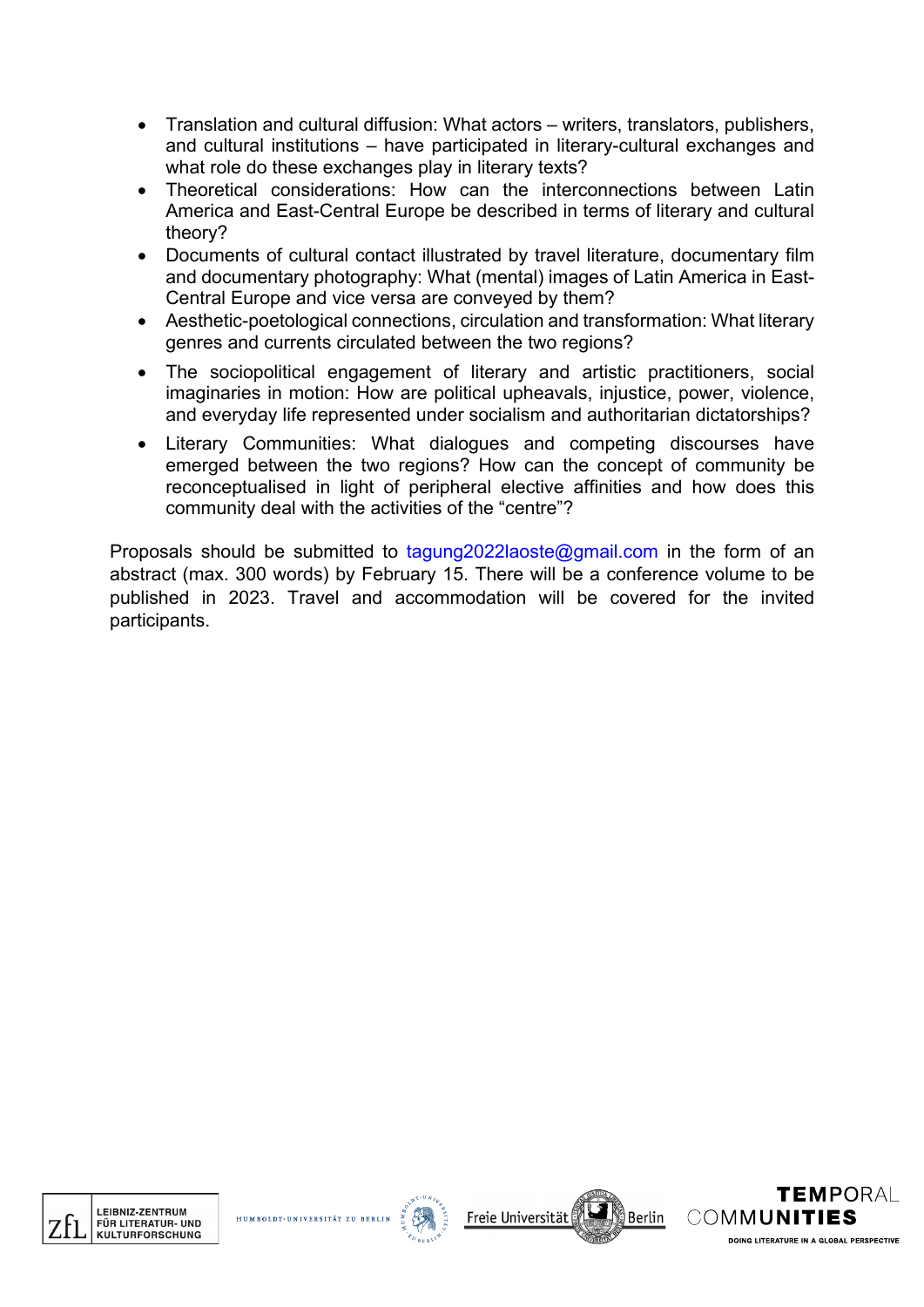- Translation and cultural diffusion: What actors – writers, translators, publishers, and cultural institutions – have participated in literary-cultural exchanges and what role do these exchanges play in literary texts?
- Theoretical considerations: How can the interconnections between Latin America and East-Central Europe be described in terms of literary and cultural theory?
- Documents of cultural contact illustrated by travel literature, documentary film and documentary photography: What (mental) images of Latin America in East-Central Europe and vice versa are conveyed by them?
- Aesthetic-poetological connections, circulation and transformation: What literary genres and currents circulated between the two regions?
- The sociopolitical engagement of literary and artistic practitioners, social imaginaries in motion: How are political upheavals, injustice, power, violence, and everyday life represented under socialism and authoritarian dictatorships?
- Literary Communities: What dialogues and competing discourses have emerged between the two regions? How can the concept of community be reconceptualised in light of peripheral elective affinities and how does this community deal with the activities of the "centre"?

Proposals should be submitted to tagung2022laoste@gmail.com in the form of an abstract (max. 300 words) by February 15. There will be a conference volume to be published in 2023. Travel and accommodation will be covered for the invited participants.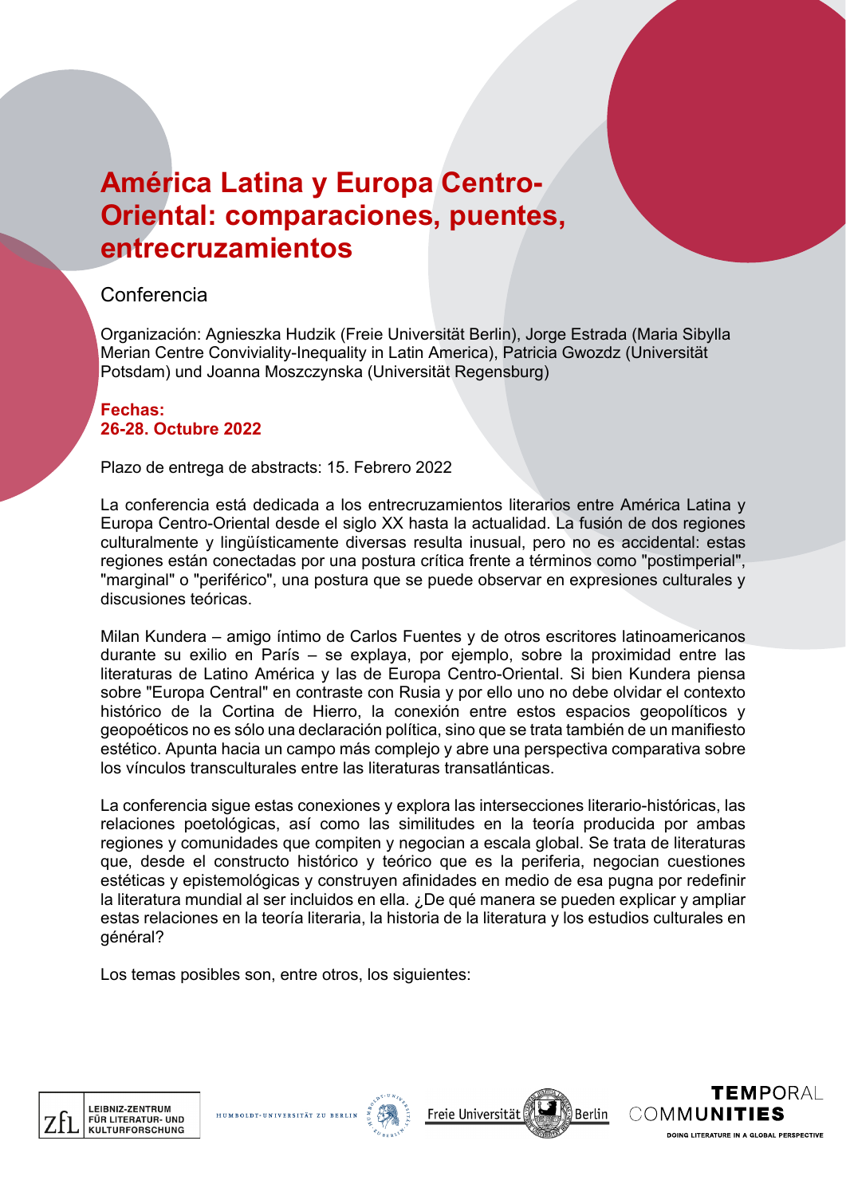# América Latina y Europa Centro-Oriental: comparaciones, puentes, entrecruzamientos

## Conferencia

Organización: Agnieszka Hudzik (Freie Universität Berlin), Jorge Estrada (Maria Sibylla Merian Centre Conviviality-Inequality in Latin America), Patricia Gwozdz (Universität Potsdam) und Joanna Moszczynska (Universität Regensburg)

**Fechas:**
**26-28. Octubre 2022**

Plazo de entrega de abstracts: 15. Febrero 2022

La conferencia está dedicada a los entrecruzamientos literarios entre América Latina y Europa Centro-Oriental desde el siglo XX hasta la actualidad. La fusión de dos regiones culturalmente y lingüísticamente diversas resulta inusual, pero no es accidental: estas regiones están conectadas por una postura crítica frente a términos como "postimperial", "marginal" o "periférico", una postura que se puede observar en expresiones culturales y discusiones teóricas.

Milan Kundera – amigo íntimo de Carlos Fuentes y de otros escritores latinoamericanos durante su exilio en París – se explaya, por ejemplo, sobre la proximidad entre las literaturas de Latino América y las de Europa Centro-Oriental. Si bien Kundera piensa sobre "Europa Central" en contraste con Rusia y por ello uno no debe olvidar el contexto histórico de la Cortina de Hierro, la conexión entre estos espacios geopolíticos y geopoéticos no es sólo una declaración política, sino que se trata también de un manifiesto estético. Apunta hacia un campo más complejo y abre una perspectiva comparativa sobre los vínculos transculturales entre las literaturas transatlánticas.

La conferencia sigue estas conexiones y explora las intersecciones literario-históricas, las relaciones poetológicas, así como las similitudes en la teoría producida por ambas regiones y comunidades que compiten y negocian a escala global. Se trata de literaturas que, desde el constructo histórico y teórico que es la periferia, negocian cuestiones estéticas y epistemológicas y construyen afinidades en medio de esa pugna por redefinir la literatura mundial al ser incluidos en ella. ¿De qué manera se pueden explicar y ampliar estas relaciones en la teoría literaria, la historia de la literatura y los estudios culturales en général?

Los temas posibles son, entre otros, los siguientes:

LEIBNIZ-ZENTRUM FÜR LITERATUR- UND KULTURFORSCHUNG | HUMBOLDT-UNIVERSITÄT ZU BERLIN | Freie Universität Berlin | TEMPORAL COMMUNITIES – DOING LITERATURE IN A GLOBAL PERSPECTIVE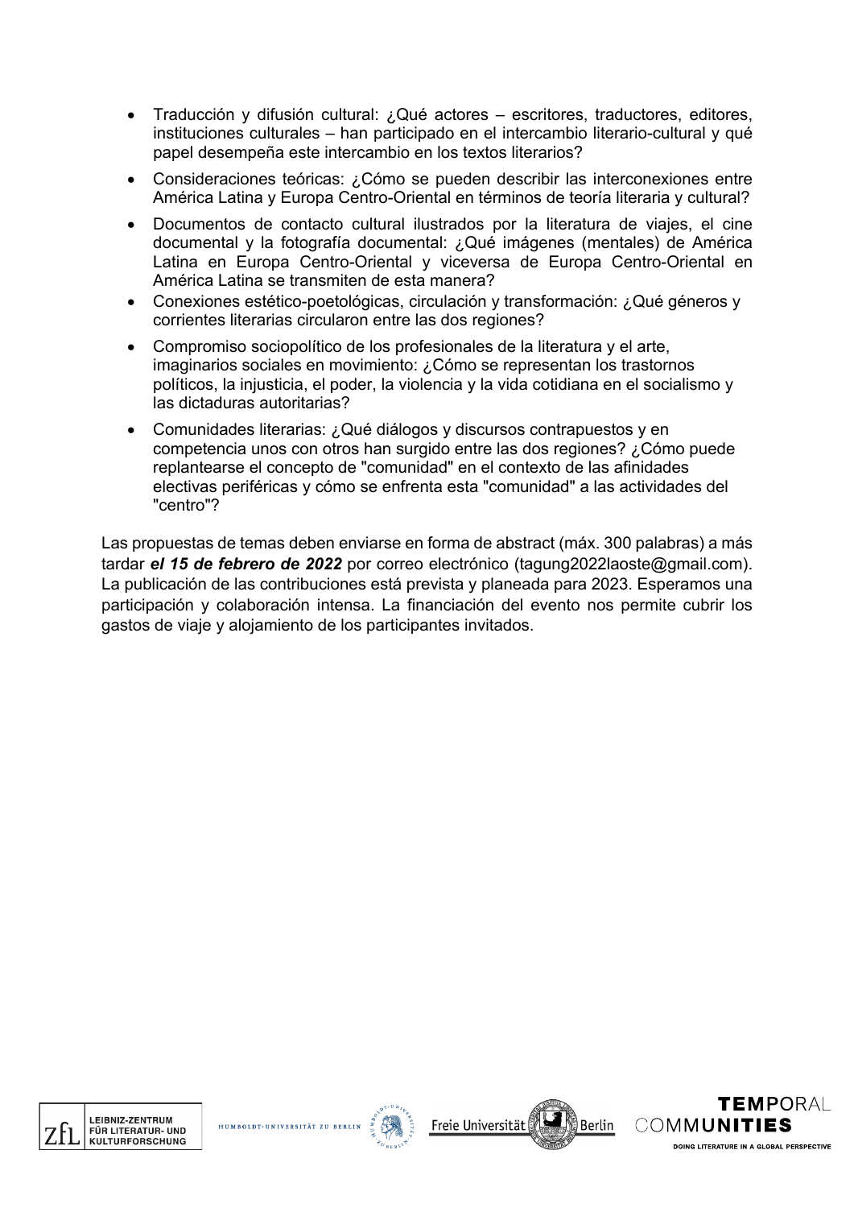- Traducción y difusión cultural: ¿Qué actores – escritores, traductores, editores, instituciones culturales – han participado en el intercambio literario-cultural y qué papel desempeña este intercambio en los textos literarios?
- Consideraciones teóricas: ¿Cómo se pueden describir las interconexiones entre América Latina y Europa Centro-Oriental en términos de teoría literaria y cultural?
- Documentos de contacto cultural ilustrados por la literatura de viajes, el cine documental y la fotografía documental: ¿Qué imágenes (mentales) de América Latina en Europa Centro-Oriental y viceversa de Europa Centro-Oriental en América Latina se transmiten de esta manera?
- Conexiones estético-poetológicas, circulación y transformación: ¿Qué géneros y corrientes literarias circularon entre las dos regiones?
- Compromiso sociopolítico de los profesionales de la literatura y el arte, imaginarios sociales en movimiento: ¿Cómo se representan los trastornos políticos, la injusticia, el poder, la violencia y la vida cotidiana en el socialismo y las dictaduras autoritarias?
- Comunidades literarias: ¿Qué diálogos y discursos contrapuestos y en competencia unos con otros han surgido entre las dos regiones? ¿Cómo puede replantearse el concepto de "comunidad" en el contexto de las afinidades electivas periféricas y cómo se enfrenta esta "comunidad" a las actividades del "centro"?

Las propuestas de temas deben enviarse en forma de abstract (máx. 300 palabras) a más tardar ***el 15 de febrero de 2022*** por correo electrónico (tagung2022laoste@gmail.com). La publicación de las contribuciones está prevista y planeada para 2023. Esperamos una participación y colaboración intensa. La financiación del evento nos permite cubrir los gastos de viaje y alojamiento de los participantes invitados.

ZfL LEIBNIZ-ZENTRUM FÜR LITERATUR- UND KULTURFORSCHUNG

HUMBOLDT-UNIVERSITÄT ZU BERLIN

Freie Universität Berlin

TEMPORAL COMMUNITIES
DOING LITERATURE IN A GLOBAL PERSPECTIVE